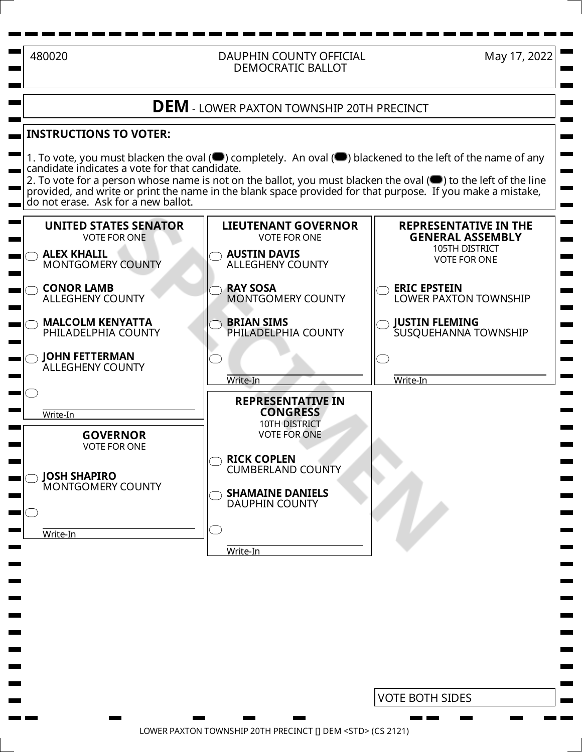480020 — DAUPHIN COUNTY OFFICIAL DEMOCRATIC BALLOT — May 17, 2022

# DEM - LOWER PAXTON TOWNSHIP 20TH PRECINCT

**INSTRUCTIONS TO VOTER:**

1. To vote, you must blacken the oval (⬬) completely. An oval (⬬) blackened to the left of the name of any candidate indicates a vote for that candidate.
2. To vote for a person whose name is not on the ballot, you must blacken the oval (⬬) to the left of the line provided, and write or print the name in the blank space provided for that purpose. If you make a mistake, do not erase. Ask for a new ballot.

## UNITED STATES SENATOR
VOTE FOR ONE

- ⬭ **ALEX KHALIL** MONTGOMERY COUNTY
- ⬭ **CONOR LAMB** ALLEGHENY COUNTY
- ⬭ **MALCOLM KENYATTA** PHILADELPHIA COUNTY
- ⬭ **JOHN FETTERMAN** ALLEGHENY COUNTY
- ⬭ ____________ Write-In

## GOVERNOR
VOTE FOR ONE

- ⬭ **JOSH SHAPIRO** MONTGOMERY COUNTY
- ⬭ ____________ Write-In

## LIEUTENANT GOVERNOR
VOTE FOR ONE

- ⬭ **AUSTIN DAVIS** ALLEGHENY COUNTY
- ⬭ **RAY SOSA** MONTGOMERY COUNTY
- ⬭ **BRIAN SIMS** PHILADELPHIA COUNTY
- ⬭ ____________ Write-In

## REPRESENTATIVE IN CONGRESS
10TH DISTRICT
VOTE FOR ONE

- ⬭ **RICK COPLEN** CUMBERLAND COUNTY
- ⬭ **SHAMAINE DANIELS** DAUPHIN COUNTY
- ⬭ ____________ Write-In

## REPRESENTATIVE IN THE GENERAL ASSEMBLY
105TH DISTRICT
VOTE FOR ONE

- ⬭ **ERIC EPSTEIN** LOWER PAXTON TOWNSHIP
- ⬭ **JUSTIN FLEMING** SUSQUEHANNA TOWNSHIP
- ⬭ ____________ Write-In

VOTE BOTH SIDES

LOWER PAXTON TOWNSHIP 20TH PRECINCT [] DEM <STD> (CS 2121)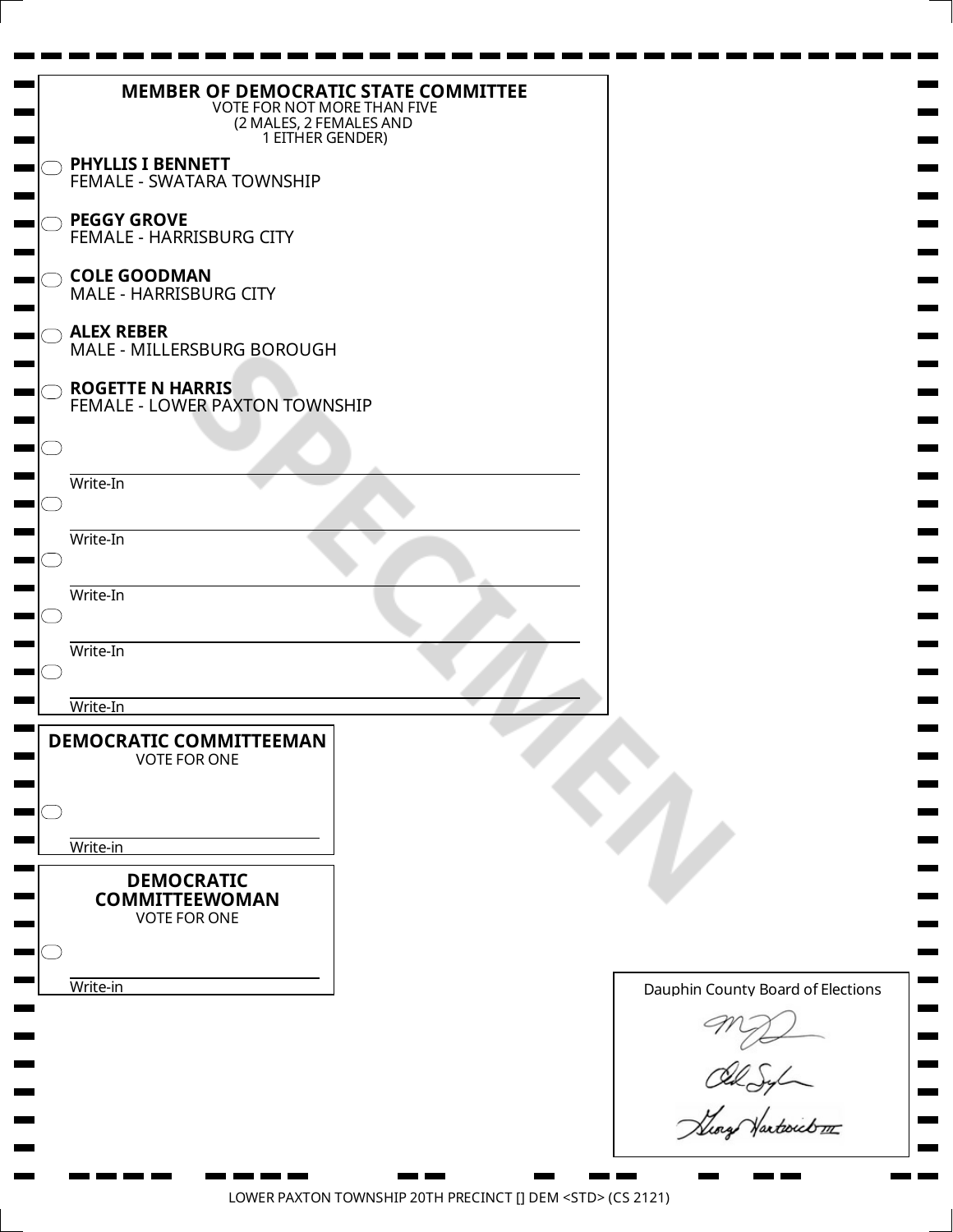## MEMBER OF DEMOCRATIC STATE COMMITTEE

VOTE FOR NOT MORE THAN FIVE
(2 MALES, 2 FEMALES AND
1 EITHER GENDER)

- ⬭ **PHYLLIS I BENNETT**
  FEMALE - SWATARA TOWNSHIP
- ⬭ **PEGGY GROVE**
  FEMALE - HARRISBURG CITY
- ⬭ **COLE GOODMAN**
  MALE - HARRISBURG CITY
- ⬭ **ALEX REBER**
  MALE - MILLERSBURG BOROUGH
- ⬭ **ROGETTE N HARRIS**
  FEMALE - LOWER PAXTON TOWNSHIP
- ⬭ Write-In
- ⬭ Write-In
- ⬭ Write-In
- ⬭ Write-In
- ⬭ Write-In

## DEMOCRATIC COMMITTEEMAN

VOTE FOR ONE

- ⬭ Write-in

## DEMOCRATIC COMMITTEEWOMAN

VOTE FOR ONE

- ⬭ Write-in

SPECIMEN

Dauphin County Board of Elections

LOWER PAXTON TOWNSHIP 20TH PRECINCT [] DEM <STD> (CS 2121)